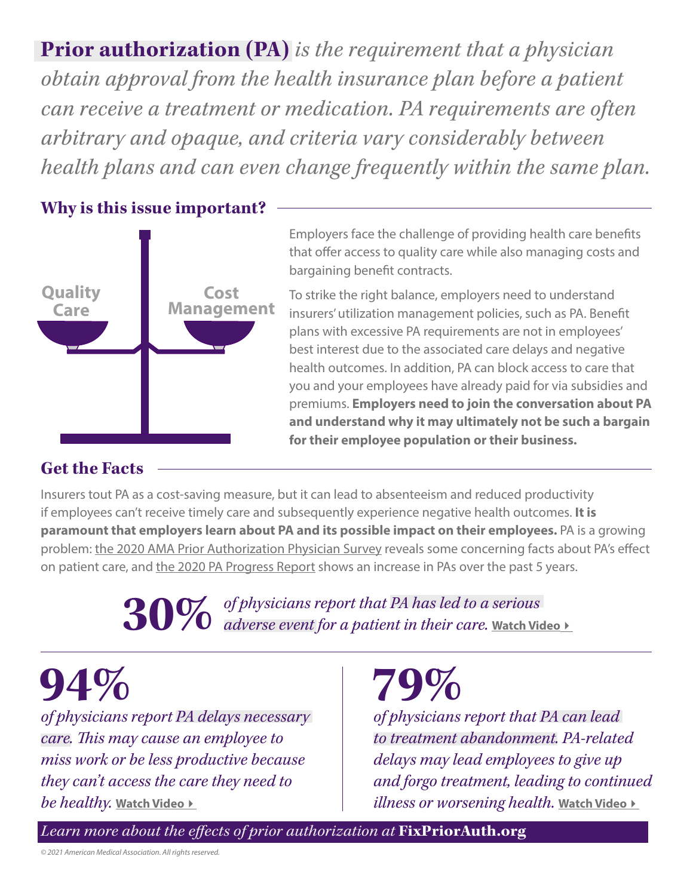**Prior authorization (PA)** *is the requirement that a physician obtain approval from the health insurance plan before a patient can receive a treatment or medication. PA requirements are often arbitrary and opaque, and criteria vary considerably between health plans and can even change frequently within the same plan.*

## Why is this issue important?

Quality Care

Cost Management

Employers face the challenge of providing health care benefits that offer access to quality care while also managing costs and bargaining benefit contracts.

To strike the right balance, employers need to understand insurers' utilization management policies, such as PA. Benefit plans with excessive PA requirements are not in employees' best interest due to the associated care delays and negative health outcomes. In addition, PA can block access to care that you and your employees have already paid for via subsidies and premiums. **Employers need to join the conversation about PA and understand why it may ultimately not be such a bargain for their employee population or their business.**

## Get the Facts

Insurers tout PA as a cost-saving measure, but it can lead to absenteeism and reduced productivity if employees can't receive timely care and subsequently experience negative health outcomes. **It is paramount that employers learn about PA and its possible impact on their employees.** PA is a growing problem: the 2020 AMA Prior Authorization Physician Survey reveals some concerning facts about PA's effect on patient care, and the 2020 PA Progress Report shows an increase in PAs over the past 5 years.

**30%** *of physicians report that PA has led to a serious adverse event for a patient in their care.* **Watch Video ▸**

**94%**

*of physicians report PA delays necessary care. This may cause an employee to miss work or be less productive because they can't access the care they need to be healthy.* **Watch Video ▸**

**79%**

*of physicians report that PA can lead to treatment abandonment. PA-related delays may lead employees to give up and forgo treatment, leading to continued illness or worsening health.* **Watch Video ▸**

*Learn more about the effects of prior authorization at* **FixPriorAuth.org**

*© 2021 American Medical Association. All rights reserved.*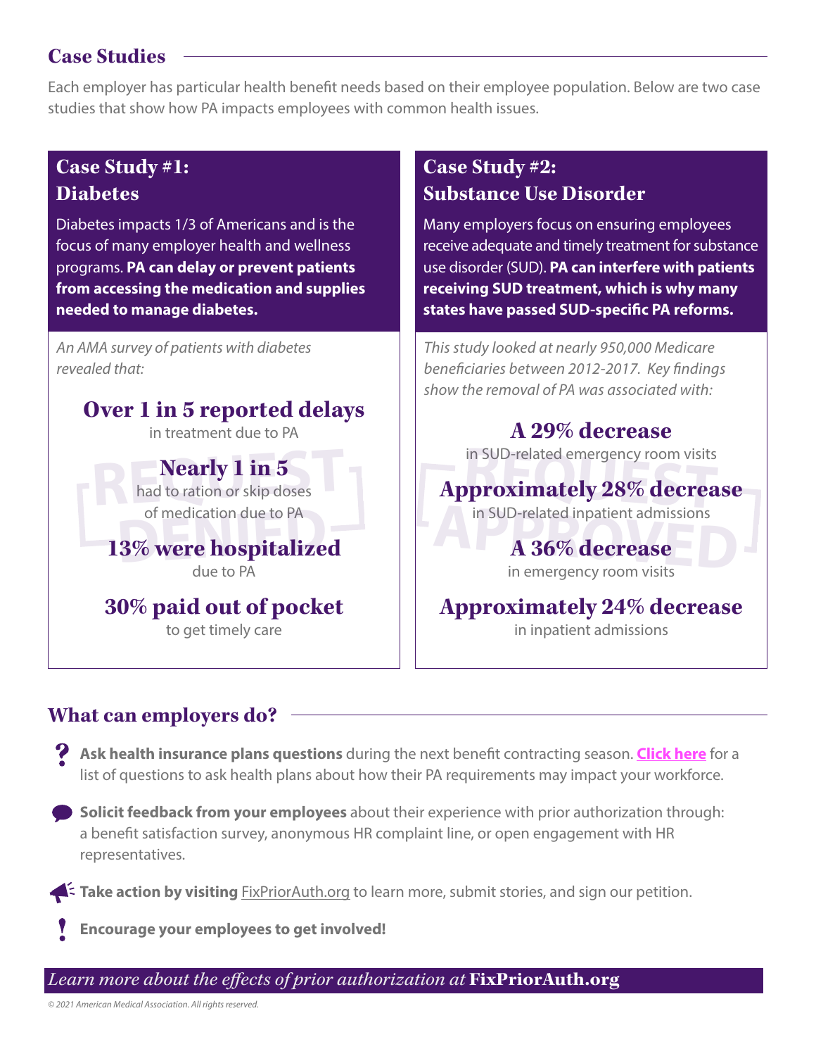## Case Studies

Each employer has particular health benefit needs based on their employee population. Below are two case studies that show how PA impacts employees with common health issues.

### Case Study #1: Diabetes

Diabetes impacts 1/3 of Americans and is the focus of many employer health and wellness programs. **PA can delay or prevent patients from accessing the medication and supplies needed to manage diabetes.**

*An AMA survey of patients with diabetes revealed that:*

**Over 1 in 5 reported delays**
in treatment due to PA

**Nearly 1 in 5**
had to ration or skip doses of medication due to PA

**13% were hospitalized**
due to PA

**30% paid out of pocket**
to get timely care

### Case Study #2: Substance Use Disorder

Many employers focus on ensuring employees receive adequate and timely treatment for substance use disorder (SUD). **PA can interfere with patients receiving SUD treatment, which is why many states have passed SUD-specific PA reforms.**

*This study looked at nearly 950,000 Medicare beneficiaries between 2012-2017. Key findings show the removal of PA was associated with:*

**A 29% decrease**
in SUD-related emergency room visits

**Approximately 28% decrease**
in SUD-related inpatient admissions

**A 36% decrease**
in emergency room visits

**Approximately 24% decrease**
in inpatient admissions

## What can employers do?

- **Ask health insurance plans questions** during the next benefit contracting season. **Click here** for a list of questions to ask health plans about how their PA requirements may impact your workforce.
- **Solicit feedback from your employees** about their experience with prior authorization through: a benefit satisfaction survey, anonymous HR complaint line, or open engagement with HR representatives.
- **Take action by visiting** FixPriorAuth.org to learn more, submit stories, and sign our petition.
- **Encourage your employees to get involved!**

*Learn more about the effects of prior authorization at* **FixPriorAuth.org**

*© 2021 American Medical Association. All rights reserved.*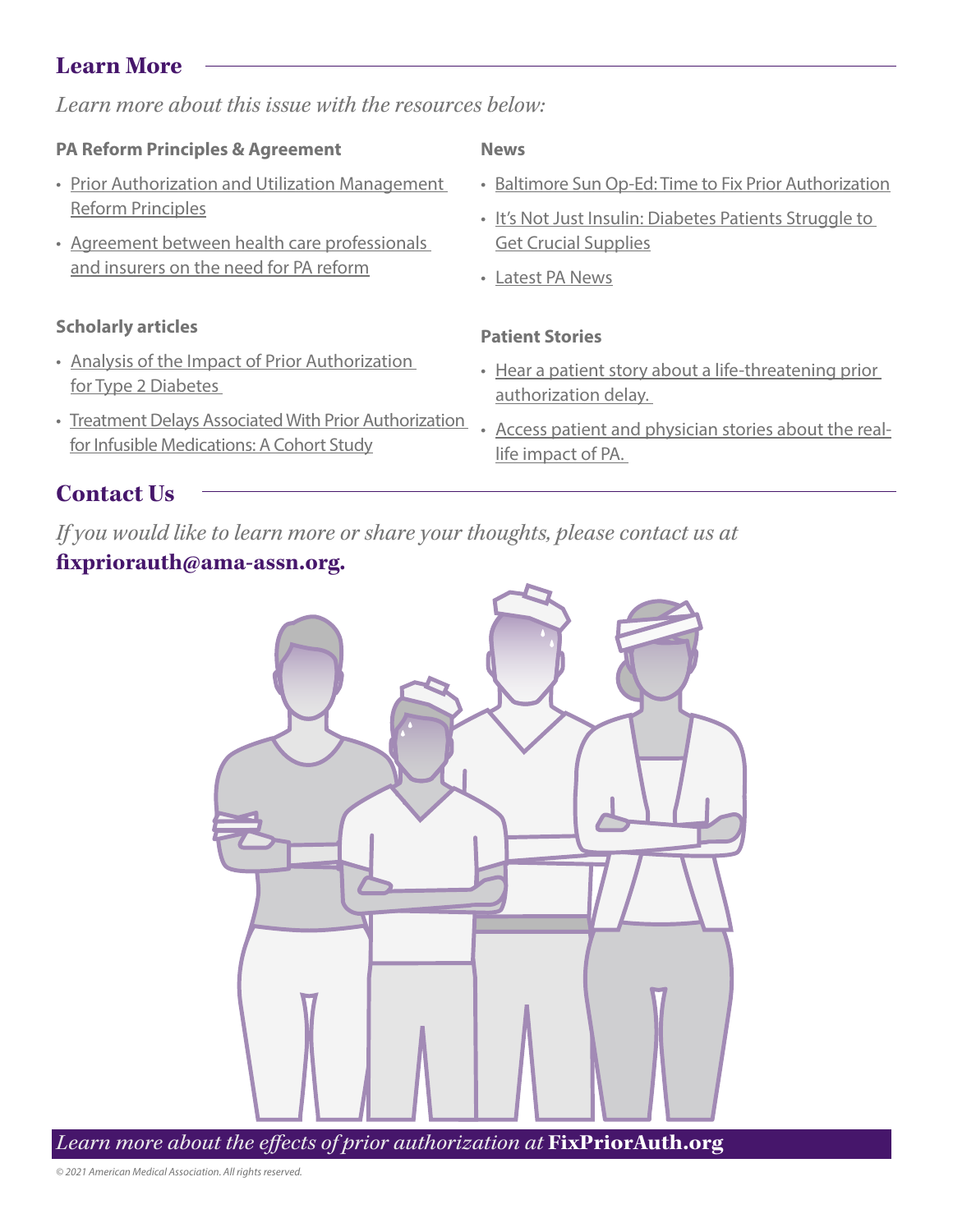## Learn More

*Learn more about this issue with the resources below:*

**PA Reform Principles & Agreement**

- Prior Authorization and Utilization Management Reform Principles
- Agreement between health care professionals and insurers on the need for PA reform

**Scholarly articles**

- Analysis of the Impact of Prior Authorization for Type 2 Diabetes
- Treatment Delays Associated With Prior Authorization for Infusible Medications: A Cohort Study

**News**

- Baltimore Sun Op-Ed: Time to Fix Prior Authorization
- It's Not Just Insulin: Diabetes Patients Struggle to Get Crucial Supplies
- Latest PA News

**Patient Stories**

- Hear a patient story about a life-threatening prior authorization delay.
- Access patient and physician stories about the real-life impact of PA.

## Contact Us

*If you would like to learn more or share your thoughts, please contact us at* **fixpriorauth@ama-assn.org.**

*Learn more about the effects of prior authorization at* **FixPriorAuth.org**

*© 2021 American Medical Association. All rights reserved.*